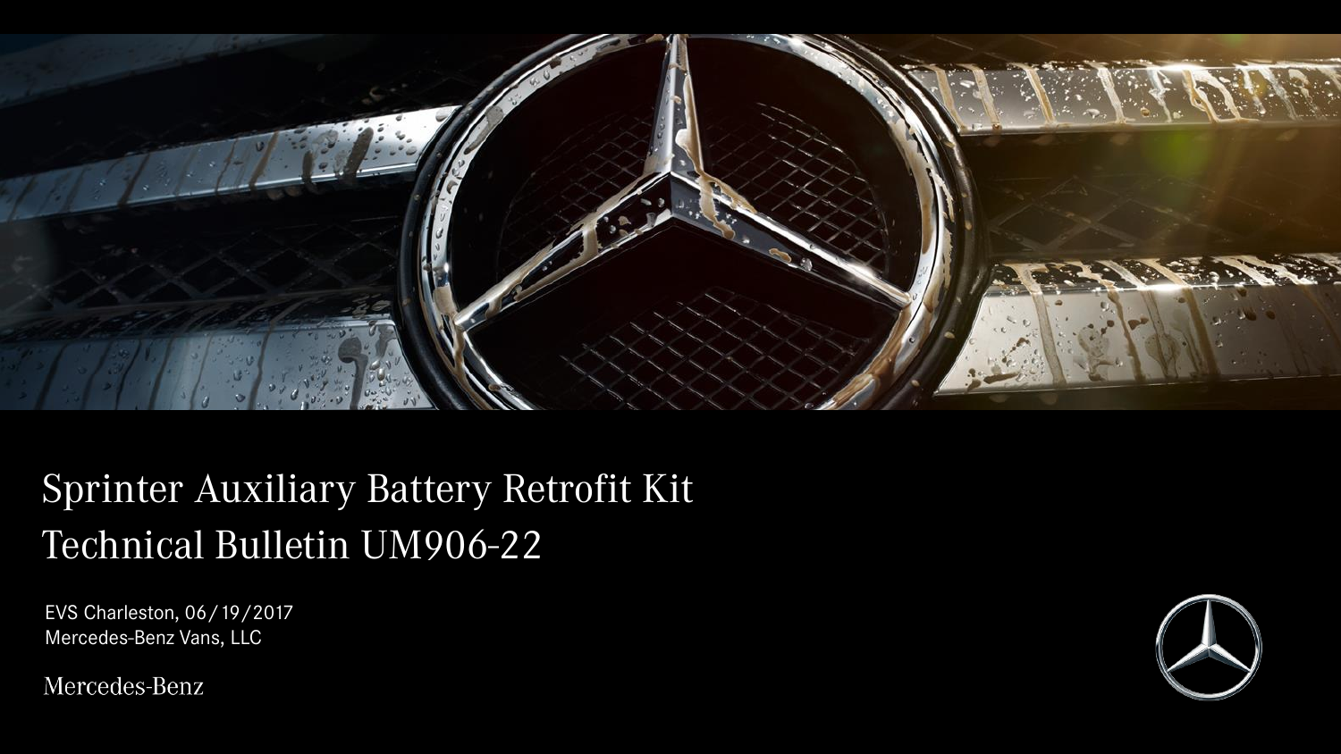# Sprinter Auxiliary Battery Retrofit Kit
# Technical Bulletin UM906-22

EVS Charleston, 06/19/2017
Mercedes-Benz Vans, LLC

Mercedes-Benz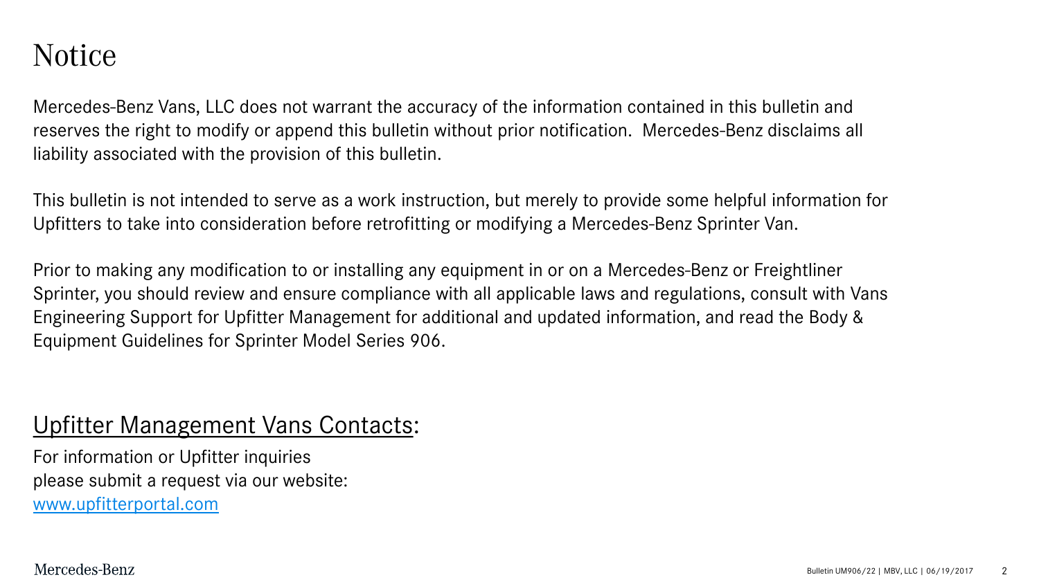# Notice

Mercedes-Benz Vans, LLC does not warrant the accuracy of the information contained in this bulletin and reserves the right to modify or append this bulletin without prior notification. Mercedes-Benz disclaims all liability associated with the provision of this bulletin.

This bulletin is not intended to serve as a work instruction, but merely to provide some helpful information for Upfitters to take into consideration before retrofitting or modifying a Mercedes-Benz Sprinter Van.

Prior to making any modification to or installing any equipment in or on a Mercedes-Benz or Freightliner Sprinter, you should review and ensure compliance with all applicable laws and regulations, consult with Vans Engineering Support for Upfitter Management for additional and updated information, and read the Body & Equipment Guidelines for Sprinter Model Series 906.

## Upfitter Management Vans Contacts:

For information or Upfitter inquiries
please submit a request via our website:
www.upfitterportal.com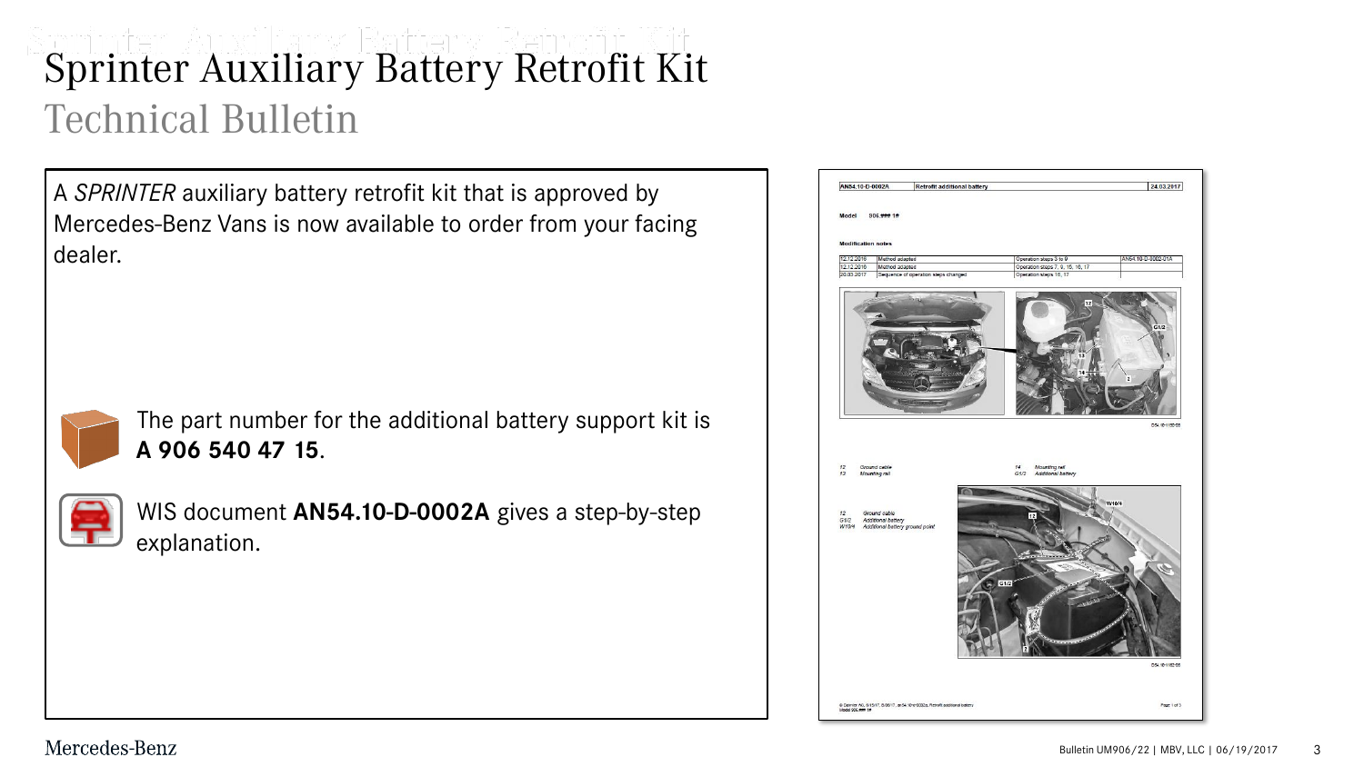# Sprinter Auxiliary Battery Retrofit Kit

## Technical Bulletin

A *SPRINTER* auxiliary battery retrofit kit that is approved by Mercedes-Benz Vans is now available to order from your facing dealer.

The part number for the additional battery support kit is **A 906 540 47 15**.

WIS document **AN54.10-D-0002A** gives a step-by-step explanation.

| | | | |
|---|---|---|---|
| AN54.10-D-0002A | Retrofit additional battery | | 24.03.2017 |

Model 906.### 1#

Modification notes

| | | | |
|---|---|---|---|
| 12.12.2016 | Method adapted | Operation steps 3 to 9 | AN54.10-D-0002-01A |
| 12.12.2016 | Method adapted | Operation steps 7, 9, 15, 16, 17 | |
| 20.03.2017 | Sequence of operation steps changed | Operation steps 16, 17 | |

12 Ground cable
13 Mounting rail
14 Mounting rail
G1/2 Additional battery

12 Ground cable
G1/2 Additional battery
W10/4 Additional battery ground point